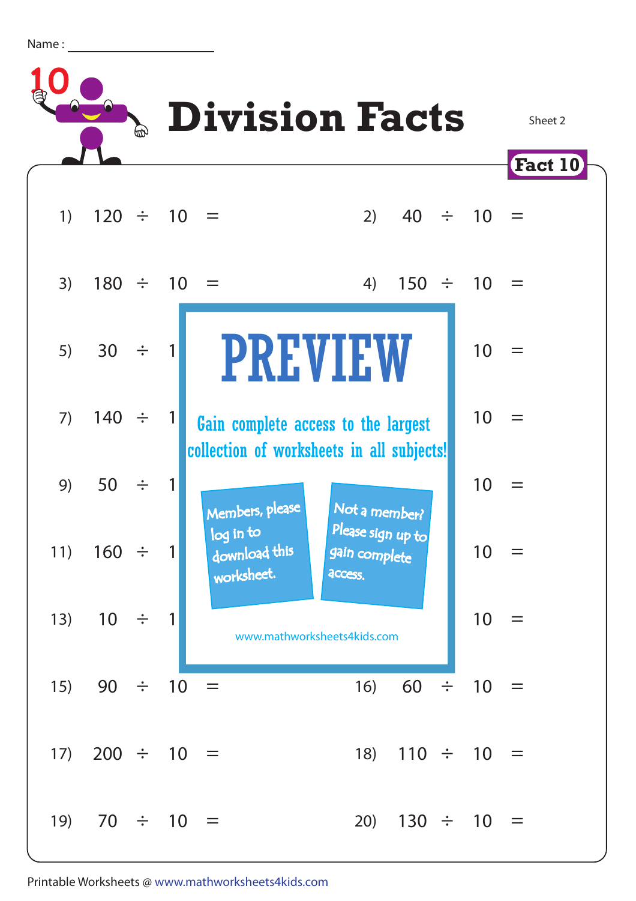Name : ____________________

# Division Facts

Sheet 2

**Fact 10**

1) $120 \div 10 =$

2) $40 \div 10 =$

3) $180 \div 10 =$

4) $150 \div 10 =$

5) $30 \div 1$

6) $10 =$

7) $140 \div 1$

8) $10 =$

9) $50 \div 1$

10) $10 =$

11) $160 \div 1$

12) $10 =$

13) $10 \div 1$

14) $10 =$

15) $90 \div 10 =$

16) $60 \div 10 =$

17) $200 \div 10 =$

18) $110 \div 10 =$

19) $70 \div 10 =$

20) $130 \div 10 =$

**PREVIEW**

Gain complete access to the largest collection of worksheets in all subjects!

Members, please log in to download this worksheet.

Not a member? Please sign up to gain complete access.

www.mathworksheets4kids.com

Printable Worksheets @ www.mathworksheets4kids.com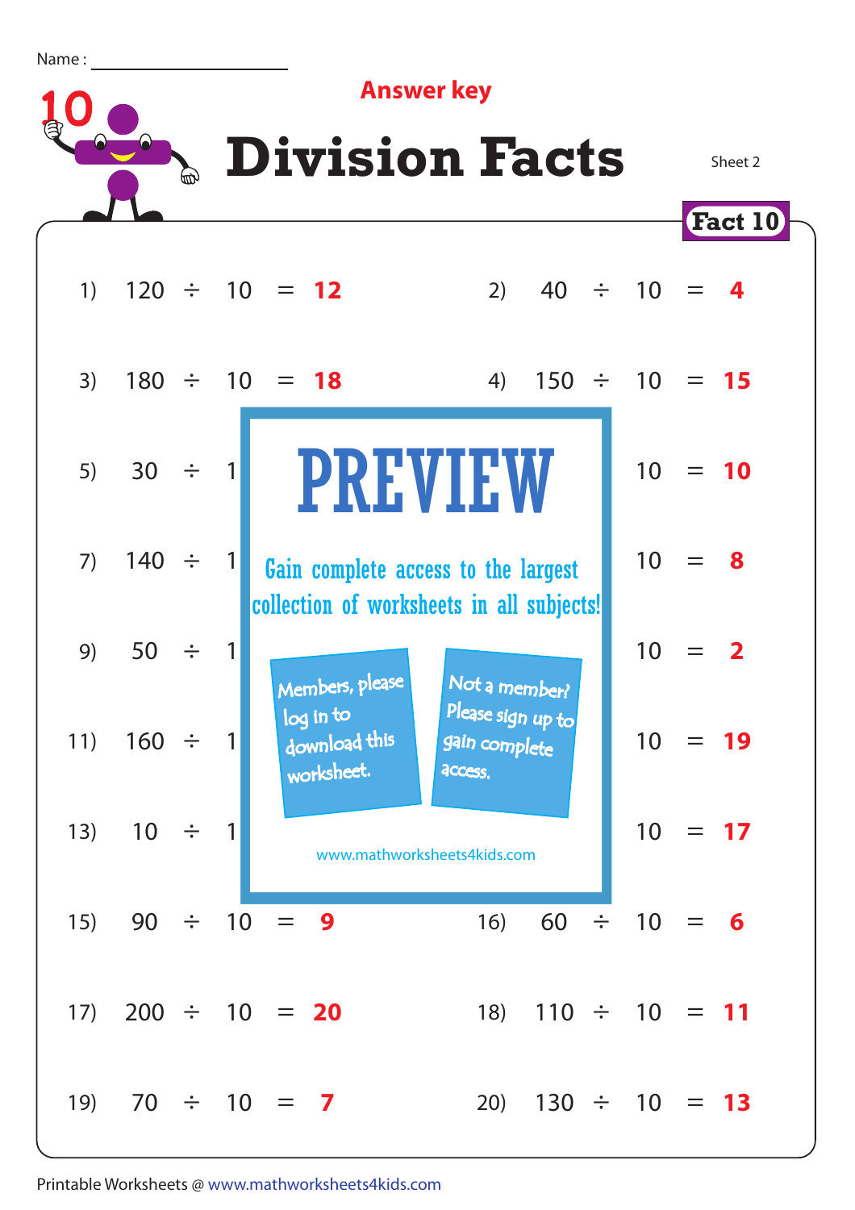Name : ____________________

**Answer key**

# Division Facts

Sheet 2

**Fact 10**

1) $120 \div 10 = \mathbf{12}$

2) $40 \div 10 = \mathbf{4}$

3) $180 \div 10 = \mathbf{18}$

4) $150 \div 10 = \mathbf{15}$

5) 30 ÷ 1

6) 10 = **10**

7) 140 ÷ 1

8) 10 = **8**

9) 50 ÷ 1

10) 10 = **2**

11) 160 ÷ 1

12) 10 = **19**

13) 10 ÷ 1

14) 10 = **17**

15) $90 \div 10 = \mathbf{9}$

16) $60 \div 10 = \mathbf{6}$

17) $200 \div 10 = \mathbf{20}$

18) $110 \div 10 = \mathbf{11}$

19) $70 \div 10 = \mathbf{7}$

20) $130 \div 10 = \mathbf{13}$

**PREVIEW**

Gain complete access to the largest collection of worksheets in all subjects!

Members, please log in to download this worksheet.

Not a member? Please sign up to gain complete access.

www.mathworksheets4kids.com